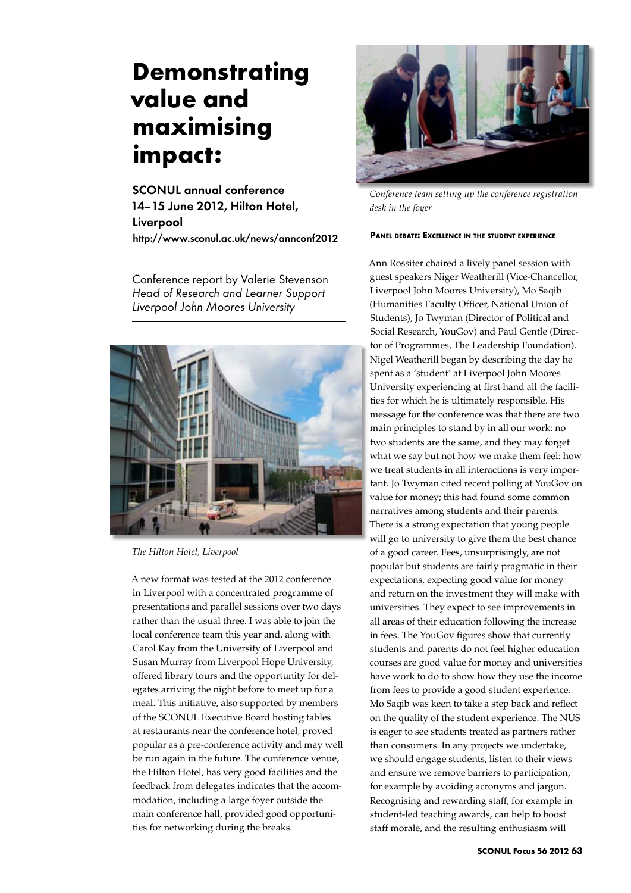# Demonstrating value and maximising impact:

## SCONUL annual conference 14–15 June 2012, Hilton Hotel, Liverpool

http://www.sconul.ac.uk/news/annconf2012

Conference report by Valerie Stevenson
*Head of Research and Learner Support*
*Liverpool John Moores University*

*The Hilton Hotel, Liverpool*

A new format was tested at the 2012 conference in Liverpool with a concentrated programme of presentations and parallel sessions over two days rather than the usual three. I was able to join the local conference team this year and, along with Carol Kay from the University of Liverpool and Susan Murray from Liverpool Hope University, offered library tours and the opportunity for delegates arriving the night before to meet up for a meal. This initiative, also supported by members of the SCONUL Executive Board hosting tables at restaurants near the conference hotel, proved popular as a pre-conference activity and may well be run again in the future. The conference venue, the Hilton Hotel, has very good facilities and the feedback from delegates indicates that the accommodation, including a large foyer outside the main conference hall, provided good opportunities for networking during the breaks.

*Conference team setting up the conference registration desk in the foyer*

### Panel debate: Excellence in the student experience

Ann Rossiter chaired a lively panel session with guest speakers Niger Weatherill (Vice-Chancellor, Liverpool John Moores University), Mo Saqib (Humanities Faculty Officer, National Union of Students), Jo Twyman (Director of Political and Social Research, YouGov) and Paul Gentle (Director of Programmes, The Leadership Foundation). Nigel Weatherill began by describing the day he spent as a 'student' at Liverpool John Moores University experiencing at first hand all the facilities for which he is ultimately responsible. His message for the conference was that there are two main principles to stand by in all our work: no two students are the same, and they may forget what we say but not how we make them feel: how we treat students in all interactions is very important. Jo Twyman cited recent polling at YouGov on value for money; this had found some common narratives among students and their parents. There is a strong expectation that young people will go to university to give them the best chance of a good career. Fees, unsurprisingly, are not popular but students are fairly pragmatic in their expectations, expecting good value for money and return on the investment they will make with universities. They expect to see improvements in all areas of their education following the increase in fees. The YouGov figures show that currently students and parents do not feel higher education courses are good value for money and universities have work to do to show how they use the income from fees to provide a good student experience. Mo Saqib was keen to take a step back and reflect on the quality of the student experience. The NUS is eager to see students treated as partners rather than consumers. In any projects we undertake, we should engage students, listen to their views and ensure we remove barriers to participation, for example by avoiding acronyms and jargon. Recognising and rewarding staff, for example in student-led teaching awards, can help to boost staff morale, and the resulting enthusiasm will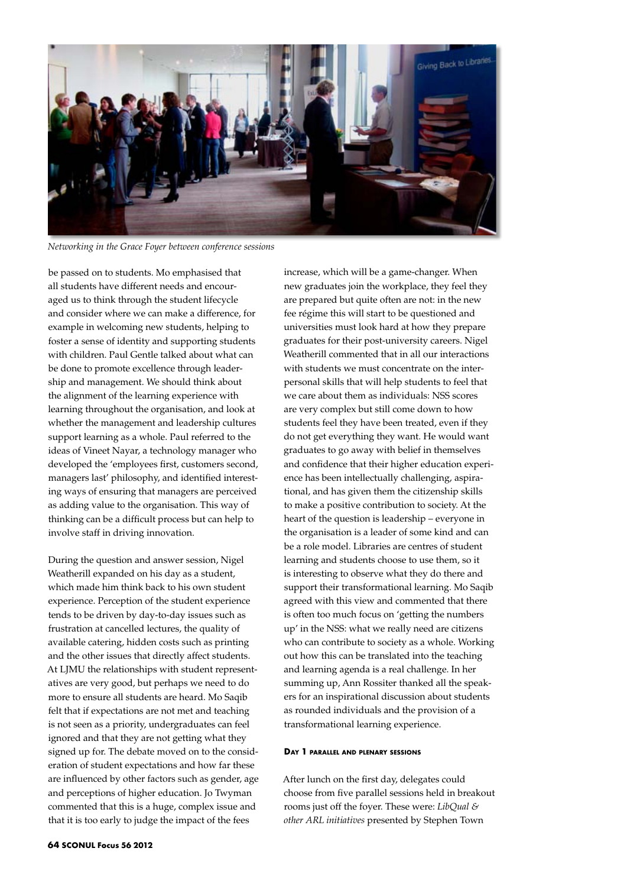*Networking in the Grace Foyer between conference sessions*

be passed on to students. Mo emphasised that all students have different needs and encouraged us to think through the student lifecycle and consider where we can make a difference, for example in welcoming new students, helping to foster a sense of identity and supporting students with children. Paul Gentle talked about what can be done to promote excellence through leadership and management. We should think about the alignment of the learning experience with learning throughout the organisation, and look at whether the management and leadership cultures support learning as a whole. Paul referred to the ideas of Vineet Nayar, a technology manager who developed the 'employees first, customers second, managers last' philosophy, and identified interesting ways of ensuring that managers are perceived as adding value to the organisation. This way of thinking can be a difficult process but can help to involve staff in driving innovation.

During the question and answer session, Nigel Weatherill expanded on his day as a student, which made him think back to his own student experience. Perception of the student experience tends to be driven by day-to-day issues such as frustration at cancelled lectures, the quality of available catering, hidden costs such as printing and the other issues that directly affect students. At LJMU the relationships with student representatives are very good, but perhaps we need to do more to ensure all students are heard. Mo Saqib felt that if expectations are not met and teaching is not seen as a priority, undergraduates can feel ignored and that they are not getting what they signed up for. The debate moved on to the consideration of student expectations and how far these are influenced by other factors such as gender, age and perceptions of higher education. Jo Twyman commented that this is a huge, complex issue and that it is too early to judge the impact of the fees increase, which will be a game-changer. When new graduates join the workplace, they feel they are prepared but quite often are not: in the new fee régime this will start to be questioned and universities must look hard at how they prepare graduates for their post-university careers. Nigel Weatherill commented that in all our interactions with students we must concentrate on the interpersonal skills that will help students to feel that we care about them as individuals: NSS scores are very complex but still come down to how students feel they have been treated, even if they do not get everything they want. He would want graduates to go away with belief in themselves and confidence that their higher education experience has been intellectually challenging, aspirational, and has given them the citizenship skills to make a positive contribution to society. At the heart of the question is leadership – everyone in the organisation is a leader of some kind and can be a role model. Libraries are centres of student learning and students choose to use them, so it is interesting to observe what they do there and support their transformational learning. Mo Saqib agreed with this view and commented that there is often too much focus on 'getting the numbers up' in the NSS: what we really need are citizens who can contribute to society as a whole. Working out how this can be translated into the teaching and learning agenda is a real challenge. In her summing up, Ann Rossiter thanked all the speakers for an inspirational discussion about students as rounded individuals and the provision of a transformational learning experience.

#### Day 1 parallel and plenary sessions

After lunch on the first day, delegates could choose from five parallel sessions held in breakout rooms just off the foyer. These were: *LibQual & other ARL initiatives* presented by Stephen Town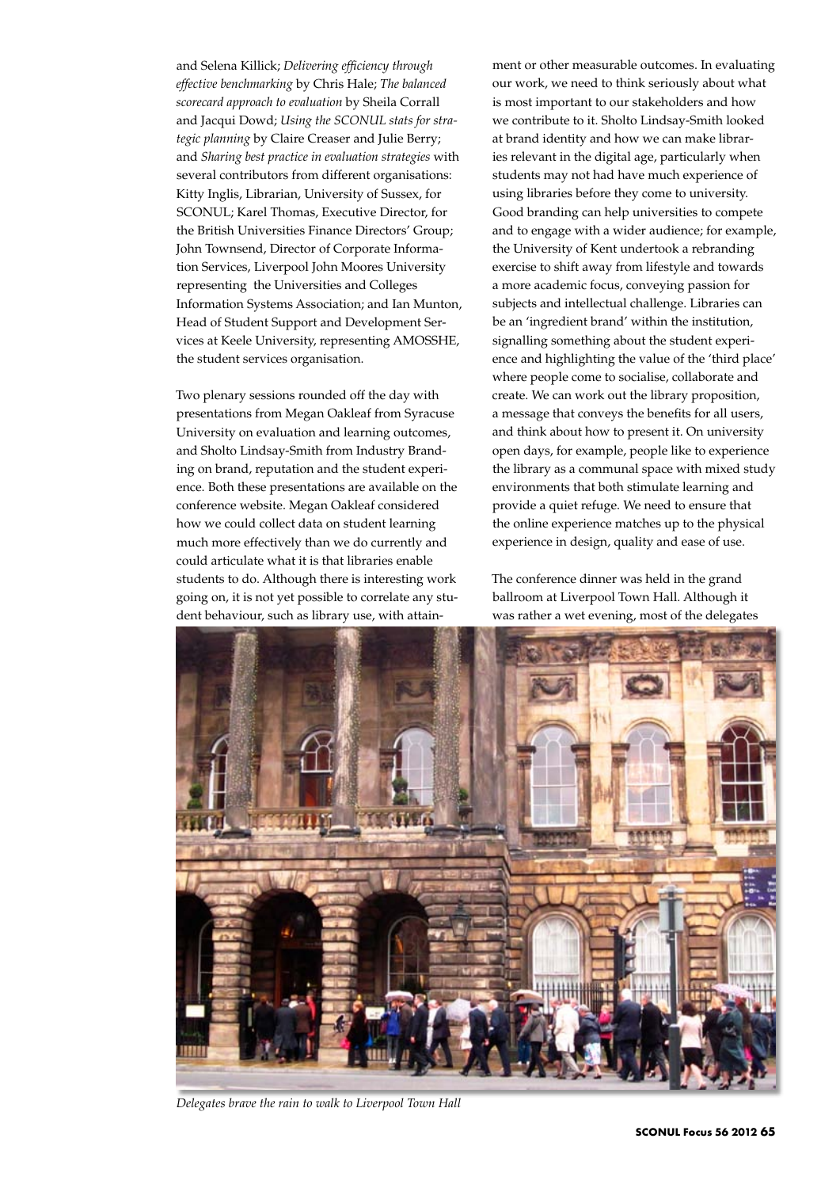and Selena Killick; *Delivering efficiency through effective benchmarking* by Chris Hale; *The balanced scorecard approach to evaluation* by Sheila Corrall and Jacqui Dowd; *Using the SCONUL stats for strategic planning* by Claire Creaser and Julie Berry; and *Sharing best practice in evaluation strategies* with several contributors from different organisations: Kitty Inglis, Librarian, University of Sussex, for SCONUL; Karel Thomas, Executive Director, for the British Universities Finance Directors' Group; John Townsend, Director of Corporate Information Services, Liverpool John Moores University representing the Universities and Colleges Information Systems Association; and Ian Munton, Head of Student Support and Development Services at Keele University, representing AMOSSHE, the student services organisation.

Two plenary sessions rounded off the day with presentations from Megan Oakleaf from Syracuse University on evaluation and learning outcomes, and Sholto Lindsay-Smith from Industry Branding on brand, reputation and the student experience. Both these presentations are available on the conference website. Megan Oakleaf considered how we could collect data on student learning much more effectively than we do currently and could articulate what it is that libraries enable students to do. Although there is interesting work going on, it is not yet possible to correlate any student behaviour, such as library use, with attainment or other measurable outcomes. In evaluating our work, we need to think seriously about what is most important to our stakeholders and how we contribute to it. Sholto Lindsay-Smith looked at brand identity and how we can make libraries relevant in the digital age, particularly when students may not had have much experience of using libraries before they come to university. Good branding can help universities to compete and to engage with a wider audience; for example, the University of Kent undertook a rebranding exercise to shift away from lifestyle and towards a more academic focus, conveying passion for subjects and intellectual challenge. Libraries can be an 'ingredient brand' within the institution, signalling something about the student experience and highlighting the value of the 'third place' where people come to socialise, collaborate and create. We can work out the library proposition, a message that conveys the benefits for all users, and think about how to present it. On university open days, for example, people like to experience the library as a communal space with mixed study environments that both stimulate learning and provide a quiet refuge. We need to ensure that the online experience matches up to the physical experience in design, quality and ease of use.

The conference dinner was held in the grand ballroom at Liverpool Town Hall. Although it was rather a wet evening, most of the delegates

*Delegates brave the rain to walk to Liverpool Town Hall*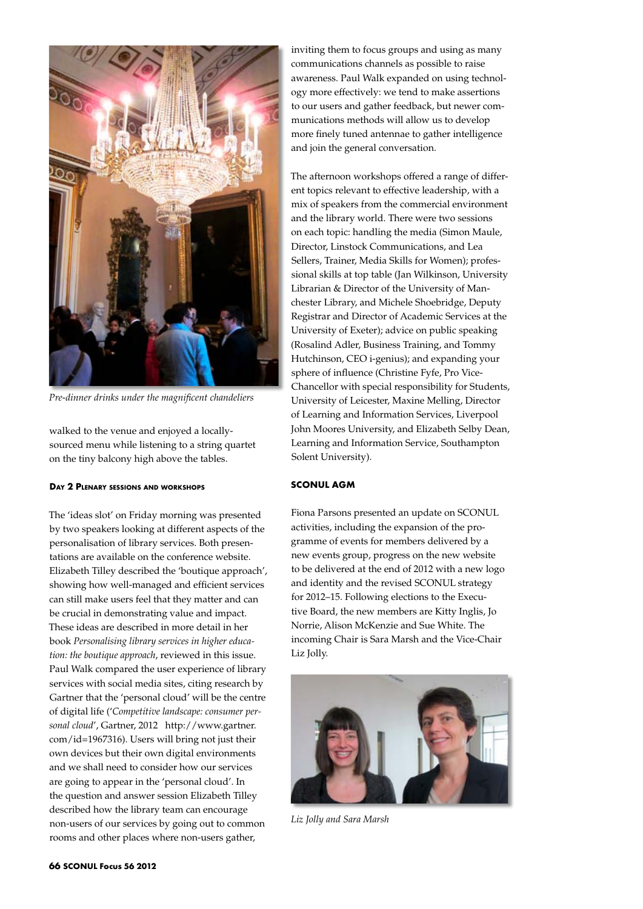*Pre-dinner drinks under the magnificent chandeliers*

walked to the venue and enjoyed a locally-sourced menu while listening to a string quartet on the tiny balcony high above the tables.

#### Day 2 Plenary sessions and workshops

The 'ideas slot' on Friday morning was presented by two speakers looking at different aspects of the personalisation of library services. Both presentations are available on the conference website. Elizabeth Tilley described the 'boutique approach', showing how well-managed and efficient services can still make users feel that they matter and can be crucial in demonstrating value and impact. These ideas are described in more detail in her book *Personalising library services in higher education: the boutique approach*, reviewed in this issue. Paul Walk compared the user experience of library services with social media sites, citing research by Gartner that the 'personal cloud' will be the centre of digital life ('*Competitive landscape: consumer personal cloud*', Gartner, 2012 http://www.gartner.com/id=1967316). Users will bring not just their own devices but their own digital environments and we shall need to consider how our services are going to appear in the 'personal cloud'. In the question and answer session Elizabeth Tilley described how the library team can encourage non-users of our services by going out to common rooms and other places where non-users gather, inviting them to focus groups and using as many communications channels as possible to raise awareness. Paul Walk expanded on using technology more effectively: we tend to make assertions to our users and gather feedback, but newer communications methods will allow us to develop more finely tuned antennae to gather intelligence and join the general conversation.

The afternoon workshops offered a range of different topics relevant to effective leadership, with a mix of speakers from the commercial environment and the library world. There were two sessions on each topic: handling the media (Simon Maule, Director, Linstock Communications, and Lea Sellers, Trainer, Media Skills for Women); professional skills at top table (Jan Wilkinson, University Librarian & Director of the University of Manchester Library, and Michele Shoebridge, Deputy Registrar and Director of Academic Services at the University of Exeter); advice on public speaking (Rosalind Adler, Business Training, and Tommy Hutchinson, CEO i-genius); and expanding your sphere of influence (Christine Fyfe, Pro Vice-Chancellor with special responsibility for Students, University of Leicester, Maxine Melling, Director of Learning and Information Services, Liverpool John Moores University, and Elizabeth Selby Dean, Learning and Information Service, Southampton Solent University).

#### SCONUL AGM

Fiona Parsons presented an update on SCONUL activities, including the expansion of the programme of events for members delivered by a new events group, progress on the new website to be delivered at the end of 2012 with a new logo and identity and the revised SCONUL strategy for 2012–15. Following elections to the Executive Board, the new members are Kitty Inglis, Jo Norrie, Alison McKenzie and Sue White. The incoming Chair is Sara Marsh and the Vice-Chair Liz Jolly.

*Liz Jolly and Sara Marsh*